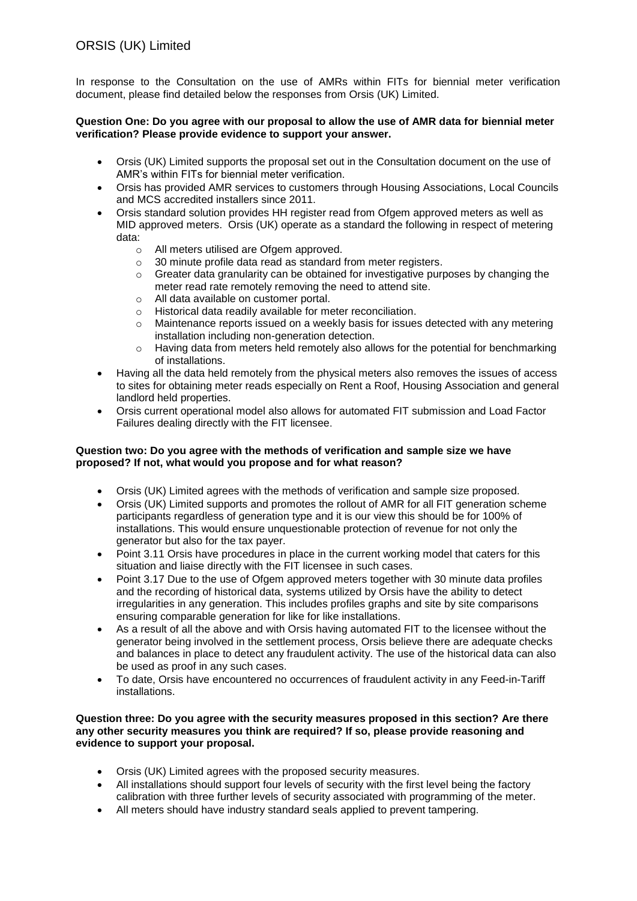# ORSIS (UK) Limited

In response to the Consultation on the use of AMRs within FITs for biennial meter verification document, please find detailed below the responses from Orsis (UK) Limited.

**Question One: Do you agree with our proposal to allow the use of AMR data for biennial meter verification? Please provide evidence to support your answer.**

- Orsis (UK) Limited supports the proposal set out in the Consultation document on the use of AMR's within FITs for biennial meter verification.
- Orsis has provided AMR services to customers through Housing Associations, Local Councils and MCS accredited installers since 2011.
- Orsis standard solution provides HH register read from Ofgem approved meters as well as MID approved meters. Orsis (UK) operate as a standard the following in respect of metering data:
  - All meters utilised are Ofgem approved.
  - 30 minute profile data read as standard from meter registers.
  - Greater data granularity can be obtained for investigative purposes by changing the meter read rate remotely removing the need to attend site.
  - All data available on customer portal.
  - Historical data readily available for meter reconciliation.
  - Maintenance reports issued on a weekly basis for issues detected with any metering installation including non-generation detection.
  - Having data from meters held remotely also allows for the potential for benchmarking of installations.
- Having all the data held remotely from the physical meters also removes the issues of access to sites for obtaining meter reads especially on Rent a Roof, Housing Association and general landlord held properties.
- Orsis current operational model also allows for automated FIT submission and Load Factor Failures dealing directly with the FIT licensee.

**Question two: Do you agree with the methods of verification and sample size we have proposed? If not, what would you propose and for what reason?**

- Orsis (UK) Limited agrees with the methods of verification and sample size proposed.
- Orsis (UK) Limited supports and promotes the rollout of AMR for all FIT generation scheme participants regardless of generation type and it is our view this should be for 100% of installations. This would ensure unquestionable protection of revenue for not only the generator but also for the tax payer.
- Point 3.11 Orsis have procedures in place in the current working model that caters for this situation and liaise directly with the FIT licensee in such cases.
- Point 3.17 Due to the use of Ofgem approved meters together with 30 minute data profiles and the recording of historical data, systems utilized by Orsis have the ability to detect irregularities in any generation. This includes profiles graphs and site by site comparisons ensuring comparable generation for like for like installations.
- As a result of all the above and with Orsis having automated FIT to the licensee without the generator being involved in the settlement process, Orsis believe there are adequate checks and balances in place to detect any fraudulent activity. The use of the historical data can also be used as proof in any such cases.
- To date, Orsis have encountered no occurrences of fraudulent activity in any Feed-in-Tariff installations.

**Question three: Do you agree with the security measures proposed in this section? Are there any other security measures you think are required? If so, please provide reasoning and evidence to support your proposal.**

- Orsis (UK) Limited agrees with the proposed security measures.
- All installations should support four levels of security with the first level being the factory calibration with three further levels of security associated with programming of the meter.
- All meters should have industry standard seals applied to prevent tampering.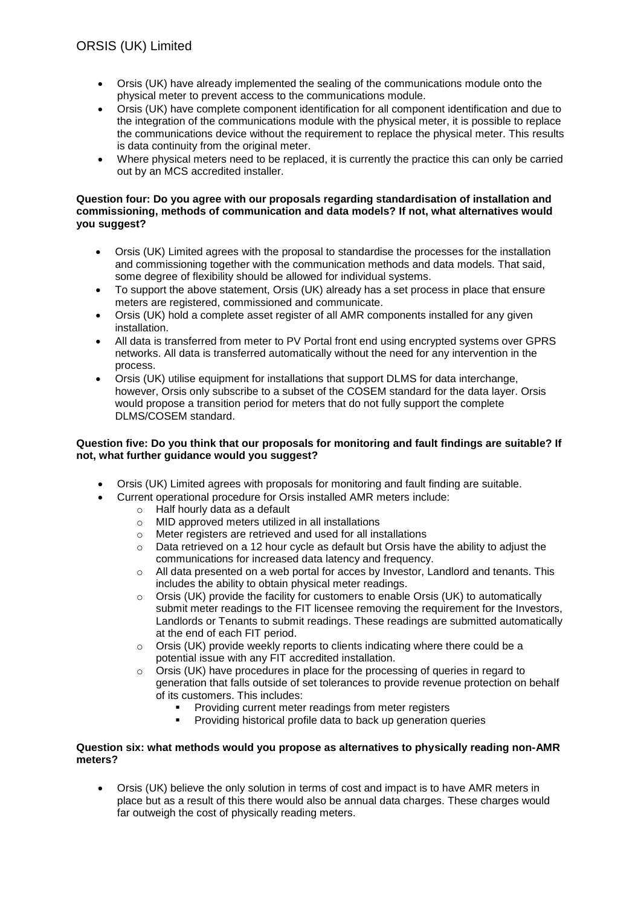- Orsis (UK) have already implemented the sealing of the communications module onto the physical meter to prevent access to the communications module.
- Orsis (UK) have complete component identification for all component identification and due to the integration of the communications module with the physical meter, it is possible to replace the communications device without the requirement to replace the physical meter. This results is data continuity from the original meter.
- Where physical meters need to be replaced, it is currently the practice this can only be carried out by an MCS accredited installer.

**Question four: Do you agree with our proposals regarding standardisation of installation and commissioning, methods of communication and data models? If not, what alternatives would you suggest?**

- Orsis (UK) Limited agrees with the proposal to standardise the processes for the installation and commissioning together with the communication methods and data models. That said, some degree of flexibility should be allowed for individual systems.
- To support the above statement, Orsis (UK) already has a set process in place that ensure meters are registered, commissioned and communicate.
- Orsis (UK) hold a complete asset register of all AMR components installed for any given installation.
- All data is transferred from meter to PV Portal front end using encrypted systems over GPRS networks. All data is transferred automatically without the need for any intervention in the process.
- Orsis (UK) utilise equipment for installations that support DLMS for data interchange, however, Orsis only subscribe to a subset of the COSEM standard for the data layer. Orsis would propose a transition period for meters that do not fully support the complete DLMS/COSEM standard.

**Question five: Do you think that our proposals for monitoring and fault findings are suitable? If not, what further guidance would you suggest?**

- Orsis (UK) Limited agrees with proposals for monitoring and fault finding are suitable.
- Current operational procedure for Orsis installed AMR meters include:
  - Half hourly data as a default
  - MID approved meters utilized in all installations
  - Meter registers are retrieved and used for all installations
  - Data retrieved on a 12 hour cycle as default but Orsis have the ability to adjust the communications for increased data latency and frequency.
  - All data presented on a web portal for acces by Investor, Landlord and tenants. This includes the ability to obtain physical meter readings.
  - Orsis (UK) provide the facility for customers to enable Orsis (UK) to automatically submit meter readings to the FIT licensee removing the requirement for the Investors, Landlords or Tenants to submit readings. These readings are submitted automatically at the end of each FIT period.
  - Orsis (UK) provide weekly reports to clients indicating where there could be a potential issue with any FIT accredited installation.
  - Orsis (UK) have procedures in place for the processing of queries in regard to generation that falls outside of set tolerances to provide revenue protection on behalf of its customers. This includes:
    - Providing current meter readings from meter registers
    - Providing historical profile data to back up generation queries

**Question six: what methods would you propose as alternatives to physically reading non-AMR meters?**

- Orsis (UK) believe the only solution in terms of cost and impact is to have AMR meters in place but as a result of this there would also be annual data charges. These charges would far outweigh the cost of physically reading meters.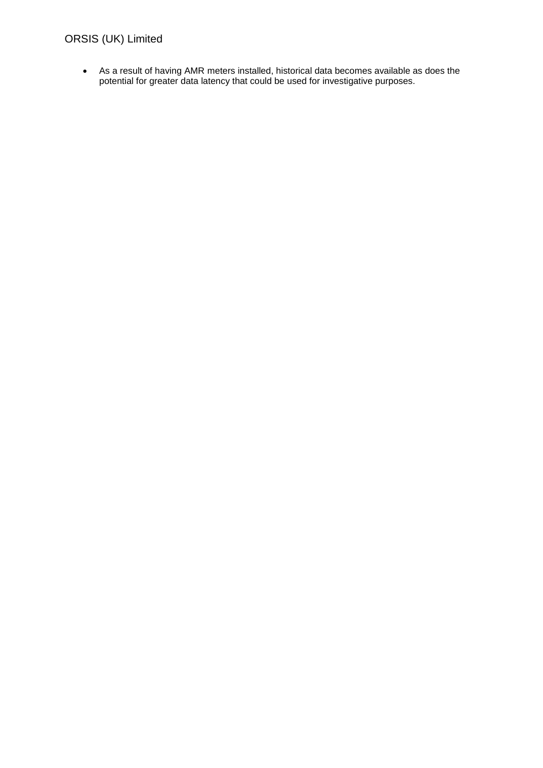- As a result of having AMR meters installed, historical data becomes available as does the potential for greater data latency that could be used for investigative purposes.